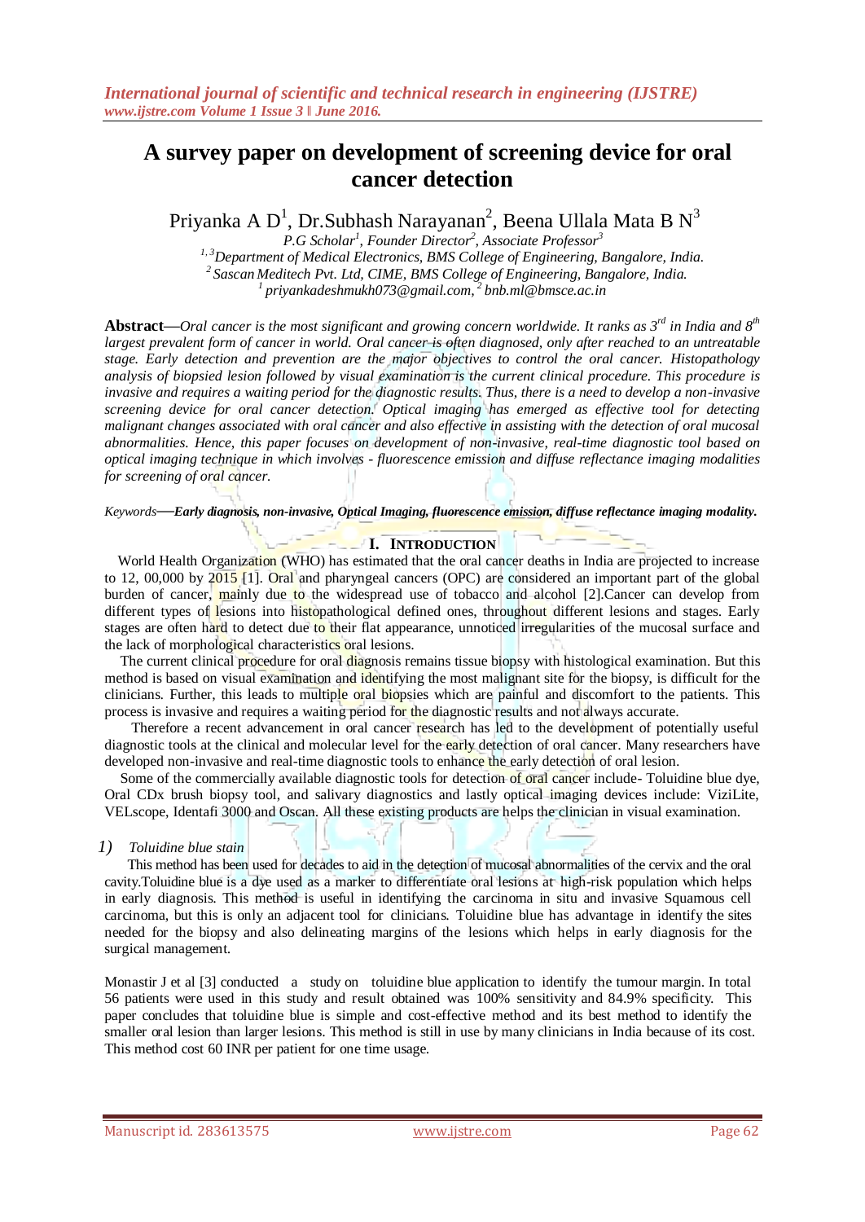# A survey paper on development of screening device for oral cancer detection

Priyanka A D[1], Dr.Subhash Narayanan[2], Beena Ullala Mata B N[3]

*P.G Scholar[1], Founder Director[2], Associate Professor[3]*

*[1, 3]Department of Medical Electronics, BMS College of Engineering, Bangalore, India.*

*[2] Sascan Meditech Pvt. Ltd, CIME, BMS College of Engineering, Bangalore, India.*

*[1] priyankadeshmukh073@gmail.com, [2] bnb.ml@bmsce.ac.in*

**Abstract—***Oral cancer is the most significant and growing concern worldwide. It ranks as 3rd in India and 8th largest prevalent form of cancer in world. Oral cancer is often diagnosed, only after reached to an untreatable stage. Early detection and prevention are the major objectives to control the oral cancer. Histopathology analysis of biopsied lesion followed by visual examination is the current clinical procedure. This procedure is invasive and requires a waiting period for the diagnostic results. Thus, there is a need to develop a non-invasive screening device for oral cancer detection. Optical imaging has emerged as effective tool for detecting malignant changes associated with oral cancer and also effective in assisting with the detection of oral mucosal abnormalities. Hence, this paper focuses on development of non-invasive, real-time diagnostic tool based on optical imaging technique in which involves - fluorescence emission and diffuse reflectance imaging modalities for screening of oral cancer.*

*Keywords*—***Early diagnosis, non-invasive, Optical Imaging, fluorescence emission, diffuse reflectance imaging modality.***

## I. Introduction

World Health Organization (WHO) has estimated that the oral cancer deaths in India are projected to increase to 12, 00,000 by 2015 [1]. Oral and pharyngeal cancers (OPC) are considered an important part of the global burden of cancer, mainly due to the widespread use of tobacco and alcohol [2].Cancer can develop from different types of lesions into histopathological defined ones, throughout different lesions and stages. Early stages are often hard to detect due to their flat appearance, unnoticed irregularities of the mucosal surface and the lack of morphological characteristics oral lesions.

The current clinical procedure for oral diagnosis remains tissue biopsy with histological examination. But this method is based on visual examination and identifying the most malignant site for the biopsy, is difficult for the clinicians. Further, this leads to multiple oral biopsies which are painful and discomfort to the patients. This process is invasive and requires a waiting period for the diagnostic results and not always accurate.

Therefore a recent advancement in oral cancer research has led to the development of potentially useful diagnostic tools at the clinical and molecular level for the early detection of oral cancer. Many researchers have developed non-invasive and real-time diagnostic tools to enhance the early detection of oral lesion.

Some of the commercially available diagnostic tools for detection of oral cancer include- Toluidine blue dye, Oral CDx brush biopsy tool, and salivary diagnostics and lastly optical imaging devices include: ViziLite, VELscope, Identafi 3000 and Oscan. All these existing products are helps the clinician in visual examination.

### 1) *Toluidine blue stain*

This method has been used for decades to aid in the detection of mucosal abnormalities of the cervix and the oral cavity.Toluidine blue is a dye used as a marker to differentiate oral lesions at high-risk population which helps in early diagnosis. This method is useful in identifying the carcinoma in situ and invasive Squamous cell carcinoma, but this is only an adjacent tool for clinicians. Toluidine blue has advantage in identify the sites needed for the biopsy and also delineating margins of the lesions which helps in early diagnosis for the surgical management.

Monastir J et al [3] conducted a study on toluidine blue application to identify the tumour margin. In total 56 patients were used in this study and result obtained was 100% sensitivity and 84.9% specificity. This paper concludes that toluidine blue is simple and cost-effective method and its best method to identify the smaller oral lesion than larger lesions. This method is still in use by many clinicians in India because of its cost. This method cost 60 INR per patient for one time usage.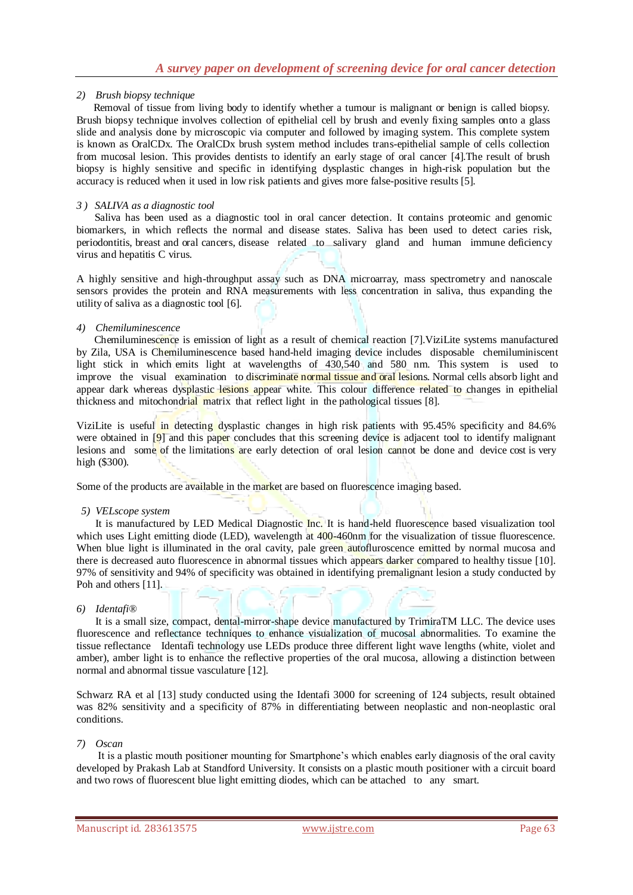#### 2) *Brush biopsy technique*

Removal of tissue from living body to identify whether a tumour is malignant or benign is called biopsy. Brush biopsy technique involves collection of epithelial cell by brush and evenly fixing samples onto a glass slide and analysis done by microscopic via computer and followed by imaging system. This complete system is known as OralCDx. The OralCDx brush system method includes trans-epithelial sample of cells collection from mucosal lesion. This provides dentists to identify an early stage of oral cancer [4].The result of brush biopsy is highly sensitive and specific in identifying dysplastic changes in high-risk population but the accuracy is reduced when it used in low risk patients and gives more false-positive results [5].

#### 3 ) *SALIVA as a diagnostic tool*

Saliva has been used as a diagnostic tool in oral cancer detection. It contains proteomic and genomic biomarkers, in which reflects the normal and disease states. Saliva has been used to detect caries risk, periodontitis, breast and oral cancers, disease related to salivary gland and human immune deficiency virus and hepatitis C virus.

A highly sensitive and high-throughput assay such as DNA microarray, mass spectrometry and nanoscale sensors provides the protein and RNA measurements with less concentration in saliva, thus expanding the utility of saliva as a diagnostic tool [6].

#### 4) *Chemiluminescence*

Chemiluminescence is emission of light as a result of chemical reaction [7].ViziLite systems manufactured by Zila, USA is Chemiluminescence based hand-held imaging device includes disposable chemiluminiscent light stick in which emits light at wavelengths of 430,540 and 580 nm. This system is used to improve the visual examination to discriminate normal tissue and oral lesions. Normal cells absorb light and appear dark whereas dysplastic lesions appear white. This colour difference related to changes in epithelial thickness and mitochondrial matrix that reflect light in the pathological tissues [8].

ViziLite is useful in detecting dysplastic changes in high risk patients with 95.45% specificity and 84.6% were obtained in [9] and this paper concludes that this screening device is adjacent tool to identify malignant lesions and some of the limitations are early detection of oral lesion cannot be done and device cost is very high ($300).

Some of the products are available in the market are based on fluorescence imaging based.

#### 5) *VELscope system*

It is manufactured by LED Medical Diagnostic Inc. It is hand-held fluorescence based visualization tool which uses Light emitting diode (LED), wavelength at 400-460nm for the visualization of tissue fluorescence. When blue light is illuminated in the oral cavity, pale green autofluroscence emitted by normal mucosa and there is decreased auto fluorescence in abnormal tissues which appears darker compared to healthy tissue [10]. 97% of sensitivity and 94% of specificity was obtained in identifying premalignant lesion a study conducted by Poh and others [11].

#### 6) *Identafi®*

It is a small size, compact, dental-mirror-shape device manufactured by TrimiraTM LLC. The device uses fluorescence and reflectance techniques to enhance visualization of mucosal abnormalities. To examine the tissue reflectance Identafi technology use LEDs produce three different light wave lengths (white, violet and amber), amber light is to enhance the reflective properties of the oral mucosa, allowing a distinction between normal and abnormal tissue vasculature [12].

Schwarz RA et al [13] study conducted using the Identafi 3000 for screening of 124 subjects, result obtained was 82% sensitivity and a specificity of 87% in differentiating between neoplastic and non-neoplastic oral conditions.

#### 7) *Oscan*

It is a plastic mouth positioner mounting for Smartphone's which enables early diagnosis of the oral cavity developed by Prakash Lab at Standford University. It consists on a plastic mouth positioner with a circuit board and two rows of fluorescent blue light emitting diodes, which can be attached to any smart.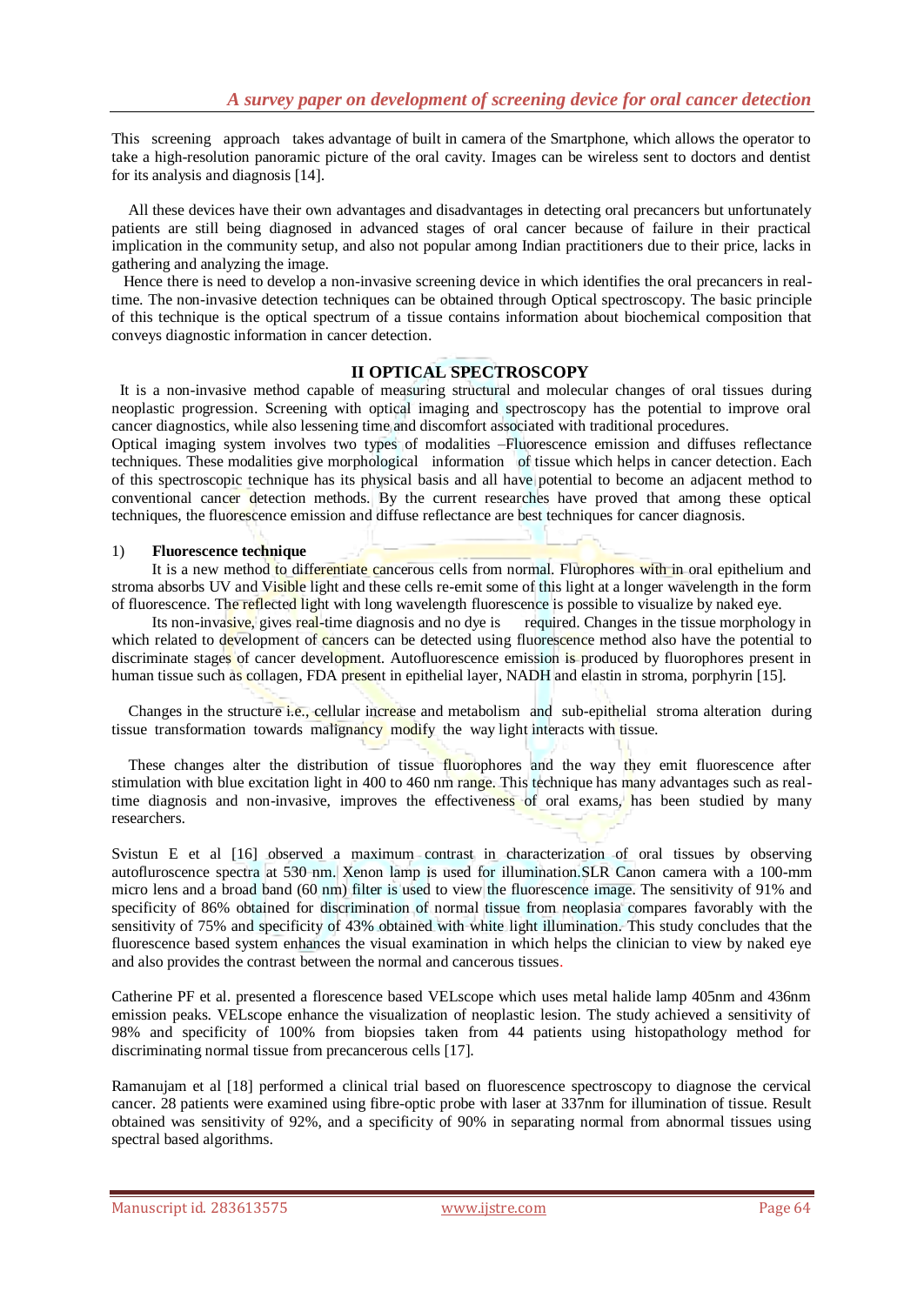This screening approach takes advantage of built in camera of the Smartphone, which allows the operator to take a high-resolution panoramic picture of the oral cavity. Images can be wireless sent to doctors and dentist for its analysis and diagnosis [14].

All these devices have their own advantages and disadvantages in detecting oral precancers but unfortunately patients are still being diagnosed in advanced stages of oral cancer because of failure in their practical implication in the community setup, and also not popular among Indian practitioners due to their price, lacks in gathering and analyzing the image.

Hence there is need to develop a non-invasive screening device in which identifies the oral precancers in real-time. The non-invasive detection techniques can be obtained through Optical spectroscopy. The basic principle of this technique is the optical spectrum of a tissue contains information about biochemical composition that conveys diagnostic information in cancer detection.

## II OPTICAL SPECTROSCOPY

It is a non-invasive method capable of measuring structural and molecular changes of oral tissues during neoplastic progression. Screening with optical imaging and spectroscopy has the potential to improve oral cancer diagnostics, while also lessening time and discomfort associated with traditional procedures.

Optical imaging system involves two types of modalities –Fluorescence emission and diffuses reflectance techniques. These modalities give morphological information of tissue which helps in cancer detection. Each of this spectroscopic technique has its physical basis and all have potential to become an adjacent method to conventional cancer detection methods. By the current researches have proved that among these optical techniques, the fluorescence emission and diffuse reflectance are best techniques for cancer diagnosis.

### 1) Fluorescence technique

It is a new method to differentiate cancerous cells from normal. Flurophores with in oral epithelium and stroma absorbs UV and Visible light and these cells re-emit some of this light at a longer wavelength in the form of fluorescence. The reflected light with long wavelength fluorescence is possible to visualize by naked eye.

Its non-invasive, gives real-time diagnosis and no dye is required. Changes in the tissue morphology in which related to development of cancers can be detected using fluorescence method also have the potential to discriminate stages of cancer development. Autofluorescence emission is produced by fluorophores present in human tissue such as collagen, FDA present in epithelial layer, NADH and elastin in stroma, porphyrin [15].

Changes in the structure i.e., cellular increase and metabolism and sub-epithelial stroma alteration during tissue transformation towards malignancy modify the way light interacts with tissue.

These changes alter the distribution of tissue fluorophores and the way they emit fluorescence after stimulation with blue excitation light in 400 to 460 nm range. This technique has many advantages such as real-time diagnosis and non-invasive, improves the effectiveness of oral exams, has been studied by many researchers.

Svistun E et al [16] observed a maximum contrast in characterization of oral tissues by observing autofluroscence spectra at 530 nm. Xenon lamp is used for illumination.SLR Canon camera with a 100-mm micro lens and a broad band (60 nm) filter is used to view the fluorescence image. The sensitivity of 91% and specificity of 86% obtained for discrimination of normal tissue from neoplasia compares favorably with the sensitivity of 75% and specificity of 43% obtained with white light illumination. This study concludes that the fluorescence based system enhances the visual examination in which helps the clinician to view by naked eye and also provides the contrast between the normal and cancerous tissues.

Catherine PF et al. presented a florescence based VELscope which uses metal halide lamp 405nm and 436nm emission peaks. VELscope enhance the visualization of neoplastic lesion. The study achieved a sensitivity of 98% and specificity of 100% from biopsies taken from 44 patients using histopathology method for discriminating normal tissue from precancerous cells [17].

Ramanujam et al [18] performed a clinical trial based on fluorescence spectroscopy to diagnose the cervical cancer. 28 patients were examined using fibre-optic probe with laser at 337nm for illumination of tissue. Result obtained was sensitivity of 92%, and a specificity of 90% in separating normal from abnormal tissues using spectral based algorithms.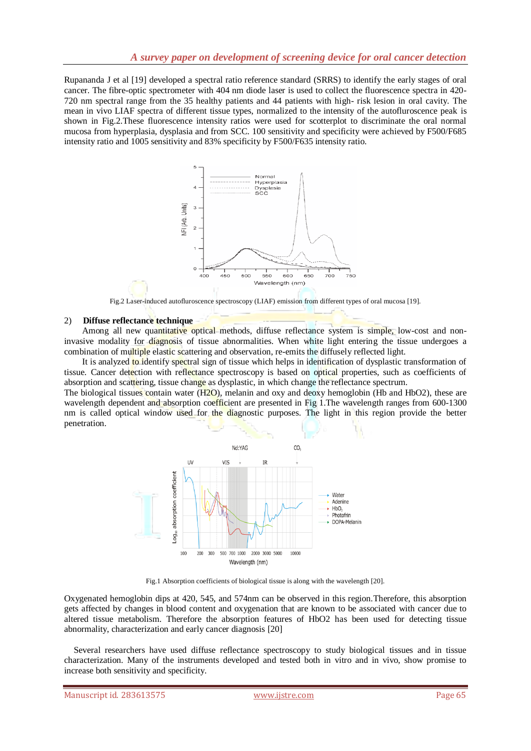Rupananda J et al [19] developed a spectral ratio reference standard (SRRS) to identify the early stages of oral cancer. The fibre-optic spectrometer with 404 nm diode laser is used to collect the fluorescence spectra in 420-720 nm spectral range from the 35 healthy patients and 44 patients with high- risk lesion in oral cavity. The mean in vivo LIAF spectra of different tissue types, normalized to the intensity of the autofluroscence peak is shown in Fig.2.These fluorescence intensity ratios were used for scotterplot to discriminate the oral normal mucosa from hyperplasia, dysplasia and from SCC. 100 sensitivity and specificity were achieved by F500/F685 intensity ratio and 1005 sensitivity and 83% specificity by F500/F635 intensity ratio.

Fig.2 Laser-induced autofluroscence spectroscopy (LIAF) emission from different types of oral mucosa [19].

## 2) Diffuse reflectance technique

Among all new quantitative optical methods, diffuse reflectance system is simple, low-cost and non-invasive modality for diagnosis of tissue abnormalities. When white light entering the tissue undergoes a combination of multiple elastic scattering and observation, re-emits the diffusely reflected light.

It is analyzed to identify spectral sign of tissue which helps in identification of dysplastic transformation of tissue. Cancer detection with reflectance spectroscopy is based on optical properties, such as coefficients of absorption and scattering, tissue change as dysplastic, in which change the reflectance spectrum.

The biological tissues contain water ($H2O$), melanin and oxy and deoxy hemoglobin (Hb and $HbO2$), these are wavelength dependent and absorption coefficient are presented in Fig 1.The wavelength ranges from 600-1300 nm is called optical window used for the diagnostic purposes. The light in this region provide the better penetration.

Fig.1 Absorption coefficients of biological tissue is along with the wavelength [20].

Oxygenated hemoglobin dips at 420, 545, and 574nm can be observed in this region.Therefore, this absorption gets affected by changes in blood content and oxygenation that are known to be associated with cancer due to altered tissue metabolism. Therefore the absorption features of $HbO2$ has been used for detecting tissue abnormality, characterization and early cancer diagnosis [20]

Several researchers have used diffuse reflectance spectroscopy to study biological tissues and in tissue characterization. Many of the instruments developed and tested both in vitro and in vivo, show promise to increase both sensitivity and specificity.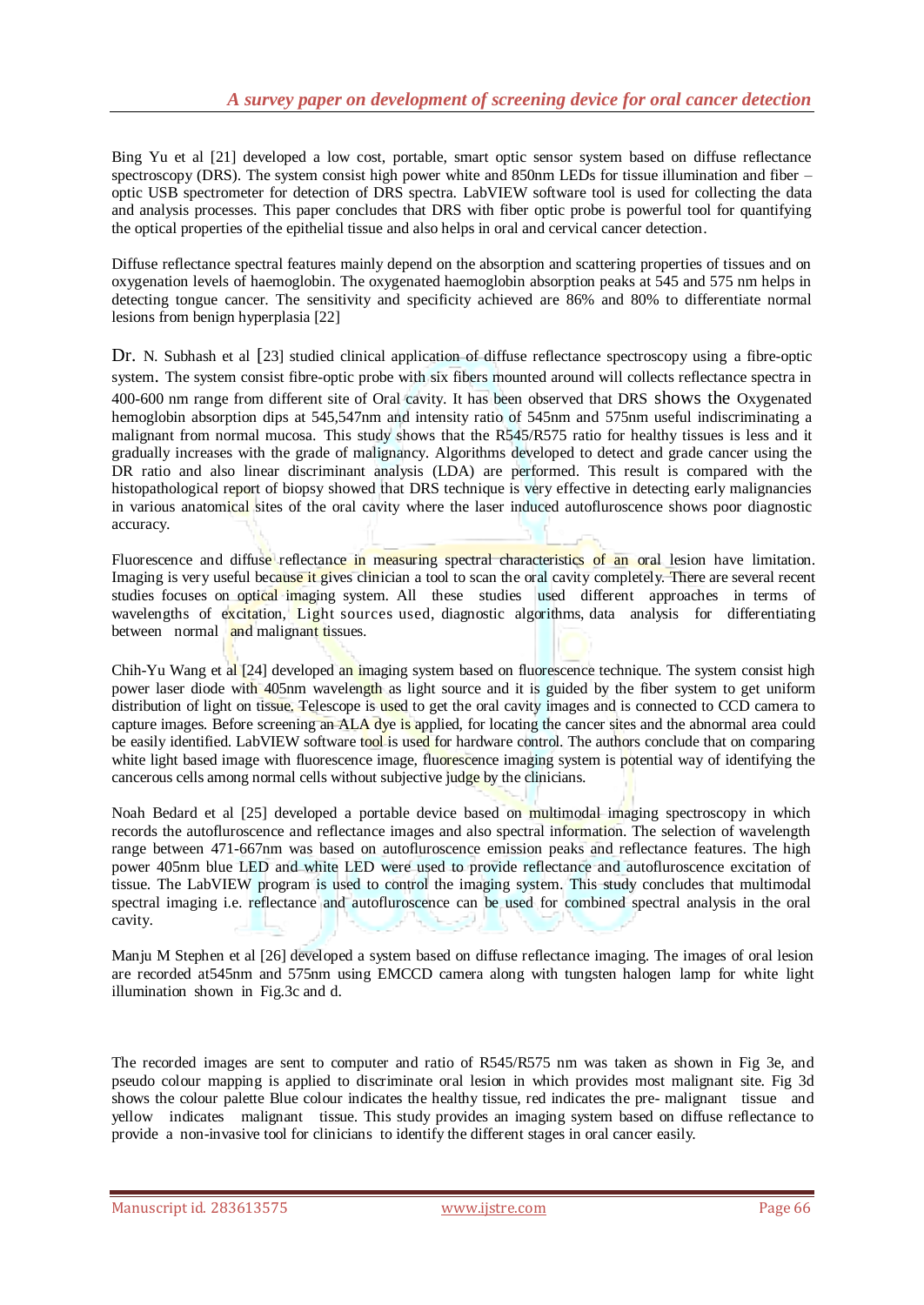Bing Yu et al [21] developed a low cost, portable, smart optic sensor system based on diffuse reflectance spectroscopy (DRS). The system consist high power white and 850nm LEDs for tissue illumination and fiber – optic USB spectrometer for detection of DRS spectra. LabVIEW software tool is used for collecting the data and analysis processes. This paper concludes that DRS with fiber optic probe is powerful tool for quantifying the optical properties of the epithelial tissue and also helps in oral and cervical cancer detection.

Diffuse reflectance spectral features mainly depend on the absorption and scattering properties of tissues and on oxygenation levels of haemoglobin. The oxygenated haemoglobin absorption peaks at 545 and 575 nm helps in detecting tongue cancer. The sensitivity and specificity achieved are 86% and 80% to differentiate normal lesions from benign hyperplasia [22]

Dr. N. Subhash et al [23] studied clinical application of diffuse reflectance spectroscopy using a fibre-optic system. The system consist fibre-optic probe with six fibers mounted around will collects reflectance spectra in 400-600 nm range from different site of Oral cavity. It has been observed that DRS shows the Oxygenated hemoglobin absorption dips at 545,547nm and intensity ratio of 545nm and 575nm useful indiscriminating a malignant from normal mucosa. This study shows that the R545/R575 ratio for healthy tissues is less and it gradually increases with the grade of malignancy. Algorithms developed to detect and grade cancer using the DR ratio and also linear discriminant analysis (LDA) are performed. This result is compared with the histopathological report of biopsy showed that DRS technique is very effective in detecting early malignancies in various anatomical sites of the oral cavity where the laser induced autofluroscence shows poor diagnostic accuracy.

Fluorescence and diffuse reflectance in measuring spectral characteristics of an oral lesion have limitation. Imaging is very useful because it gives clinician a tool to scan the oral cavity completely. There are several recent studies focuses on optical imaging system. All these studies used different approaches in terms of wavelengths of excitation, Light sources used, diagnostic algorithms, data analysis for differentiating between normal and malignant tissues.

Chih-Yu Wang et al [24] developed an imaging system based on fluorescence technique. The system consist high power laser diode with 405nm wavelength as light source and it is guided by the fiber system to get uniform distribution of light on tissue. Telescope is used to get the oral cavity images and is connected to CCD camera to capture images. Before screening an ALA dye is applied, for locating the cancer sites and the abnormal area could be easily identified. LabVIEW software tool is used for hardware control. The authors conclude that on comparing white light based image with fluorescence image, fluorescence imaging system is potential way of identifying the cancerous cells among normal cells without subjective judge by the clinicians.

Noah Bedard et al [25] developed a portable device based on multimodal imaging spectroscopy in which records the autofluroscence and reflectance images and also spectral information. The selection of wavelength range between 471-667nm was based on autofluroscence emission peaks and reflectance features. The high power 405nm blue LED and white LED were used to provide reflectance and autofluroscence excitation of tissue. The LabVIEW program is used to control the imaging system. This study concludes that multimodal spectral imaging i.e. reflectance and autofluroscence can be used for combined spectral analysis in the oral cavity.

Manju M Stephen et al [26] developed a system based on diffuse reflectance imaging. The images of oral lesion are recorded at545nm and 575nm using EMCCD camera along with tungsten halogen lamp for white light illumination shown in Fig.3c and d.

The recorded images are sent to computer and ratio of R545/R575 nm was taken as shown in Fig 3e, and pseudo colour mapping is applied to discriminate oral lesion in which provides most malignant site. Fig 3d shows the colour palette Blue colour indicates the healthy tissue, red indicates the pre- malignant tissue and yellow indicates malignant tissue. This study provides an imaging system based on diffuse reflectance to provide a non-invasive tool for clinicians to identify the different stages in oral cancer easily.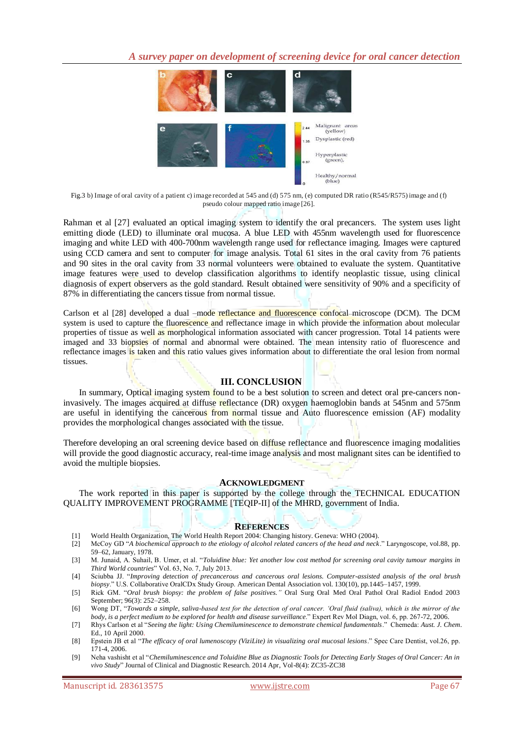Fig.3 b) Image of oral cavity of a patient c) image recorded at 545 and (d) 575 nm, (e) computed DR ratio (R545/R575) image and (f) pseudo colour mapped ratio image [26].

Rahman et al [27] evaluated an optical imaging system to identify the oral precancers. The system uses light emitting diode (LED) to illuminate oral mucosa. A blue LED with 455nm wavelength used for fluorescence imaging and white LED with 400-700nm wavelength range used for reflectance imaging. Images were captured using CCD camera and sent to computer for image analysis. Total 61 sites in the oral cavity from 76 patients and 90 sites in the oral cavity from 33 normal volunteers were obtained to evaluate the system. Quantitative image features were used to develop classification algorithms to identify neoplastic tissue, using clinical diagnosis of expert observers as the gold standard. Result obtained were sensitivity of 90% and a specificity of 87% in differentiating the cancers tissue from normal tissue.

Carlson et al [28] developed a dual –mode reflectance and fluorescence confocal microscope (DCM). The DCM system is used to capture the fluorescence and reflectance image in which provide the information about molecular properties of tissue as well as morphological information associated with cancer progression. Total 14 patients were imaged and 33 biopsies of normal and abnormal were obtained. The mean intensity ratio of fluorescence and reflectance images is taken and this ratio values gives information about to differentiate the oral lesion from normal tissues.

## III. CONCLUSION

In summary, Optical imaging system found to be a best solution to screen and detect oral pre-cancers non-invasively. The images acquired at diffuse reflectance (DR) oxygen haemoglobin bands at 545nm and 575nm are useful in identifying the cancerous from normal tissue and Auto fluorescence emission (AF) modality provides the morphological changes associated with the tissue.

Therefore developing an oral screening device based on diffuse reflectance and fluorescence imaging modalities will provide the good diagnostic accuracy, real-time image analysis and most malignant sites can be identified to avoid the multiple biopsies.

## ACKNOWLEDGMENT

The work reported in this paper is supported by the college through the TECHNICAL EDUCATION QUALITY IMPROVEMENT PROGRAMME [TEQIP-II] of the MHRD, government of India.

## REFERENCES

[1] World Health Organization, The World Health Report 2004: Changing history. Geneva: WHO (2004).

[2] McCoy GD "*A biochemical approach to the etiology of alcohol related cancers of the head and neck*." Laryngoscope, vol.88, pp. 59–62, January, 1978.

[3] M. Junaid, A. Suhail, B. Umer, et al. "*Toluidine blue: Yet another low cost method for screening oral cavity tumour margins in Third World countries*" Vol. 63, No. 7, July 2013.

[4] Sciubba JJ. "*Improving detection of precancerous and cancerous oral lesions. Computer-assisted analysis of the oral brush biopsy*." U.S. Collaborative OralCDx Study Group. American Dental Association vol. 130(10), pp.1445–1457, 1999.

[5] Rick GM. "*Oral brush biopsy: the problem of false positives.*" Oral Surg Oral Med Oral Pathol Oral Radiol Endod 2003 September; 96(3): 252–258.

[6] Wong DT, "*Towards a simple, saliva-based test for the detection of oral cancer. 'Oral fluid (saliva), which is the mirror of the body, is a perfect medium to be explored for health and disease surveillance*." Expert Rev Mol Diagn, vol. 6, pp. 267-72, 2006.

[7] Rhys Carlson et al "*Seeing the light: Using Chemiluminescence to demonstrate chemical fundamentals*." Chemeda: *Aust. J. Chem.* Ed., 10 April 2000.

[8] Epstein JB et al "*The efficacy of oral lumenoscopy (ViziLite) in visualizing oral mucosal lesions*." Spec Care Dentist, vol.26, pp. 171-4, 2006.

[9] Neha vashisht et al "*Chemiluminescence and Toluidine Blue as Diagnostic Tools for Detecting Early Stages of Oral Cancer: An in vivo Study*" Journal of Clinical and Diagnostic Research. 2014 Apr, Vol-8(4): ZC35-ZC38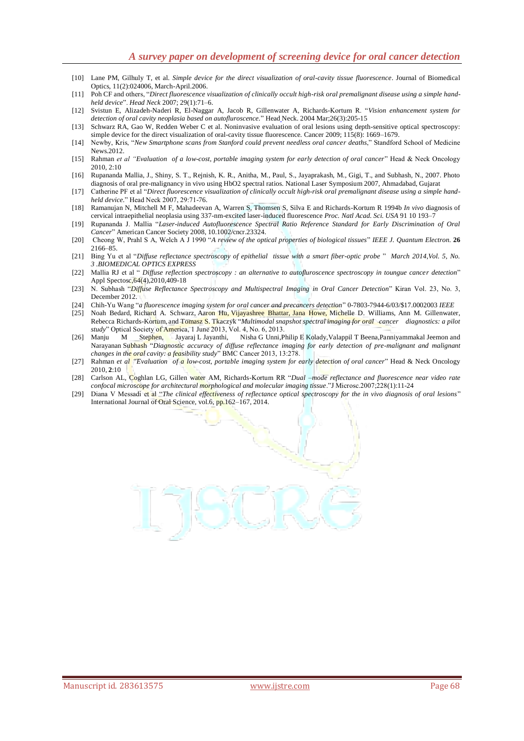[10] Lane PM, Gilhuly T, et al. *Simple device for the direct visualization of oral-cavity tissue fluorescence*. Journal of Biomedical Optics, 11(2):024006, March-April.2006.

[11] Poh CF and others, "*Direct fluorescence visualization of clinically occult high-risk oral premalignant disease using a simple hand-held device*". *Head Neck* 2007; 29(1):71–6.

[12] Svistun E, Alizadeh-Naderi R, El-Naggar A, Jacob R, Gillenwater A, Richards-Kortum R. "*Vision enhancement system for detection of oral cavity neoplasia based on autofluroscence*." Head Neck. 2004 Mar;26(3):205-15

[13] Schwarz RA, Gao W, Redden Weber C et al. Noninvasive evaluation of oral lesions using depth-sensitive optical spectroscopy: simple device for the direct visualization of oral-cavity tissue fluorescence. Cancer 2009; 115(8): 1669–1679.

[14] Newby, Kris, "*New Smartphone scans from Stanford could prevent needless oral cancer deaths*," Standford School of Medicine News.2012.

[15] Rahman *et al "Evaluation of a low-cost, portable imaging system for early detection of oral cancer*" Head & Neck Oncology 2010, 2:10

[16] Rupananda Mallia, J., Shiny, S. T., Rejnish, K. R., Anitha, M., Paul, S., Jayaprakash, M., Gigi, T., and Subhash, N., 2007. Photo diagnosis of oral pre-malignancy in vivo using HbO2 spectral ratios. National Laser Symposium 2007, Ahmadabad, Gujarat

[17] Catherine PF et al "*Direct fluorescence visualization of clinically occult high-risk oral premalignant disease using a simple hand-held device.*" Head Neck 2007, 29:71-76.

[18] Ramanujan N, Mitchell M F, Mahadeevan A, Warren S, Thomsen S, Silva E and Richards-Kortum R 1994b *In vivo* diagnosis of cervical intraepithelial neoplasia using 337-nm-excited laser-induced fluorescence *Proc. Natl Acad. Sci. USA* 91 10 193–7

[19] Rupananda J. Mallia "*Laser-induced Autofluorescence Spectral Ratio Reference Standard for Early Discrimination of Oral Cancer*" American Cancer Society 2008, 10.1002/cncr.23324.

[20] Cheong W, Prahl S A, Welch A J 1990 "*A review of the optical properties of biological tissues*" *IEEE J. Quantum Electron.* **26** 2166–85.

[21] Bing Yu et al "*Diffuse reflectance spectroscopy of epithelial tissue with a smart fiber-optic probe " March 2014,Vol. 5, No. 3 .BIOMEDICAL OPTICS EXPRESS*

[22] Mallia RJ et al " *Diffuse reflection spectroscopy : an alternative to autofluroscence spectroscopy in toungue cancer detection*" Appl Spectosc,64(4),2010,409-18

[23] N. Subhash "*Diffuse Reflectance Spectroscopy and Multispectral Imaging in Oral Cancer Detection*" Kiran Vol. 23, No. 3, December 2012.

[24] Chih-Yu Wang "*a fluorescence imaging system for oral cancer and precancers detection*" 0-7803-7944-6/03/$17.0002003 *IEEE*

[25] Noah Bedard, Richard A. Schwarz, Aaron Hu, Vijayashree Bhattar, Jana Howe, Michelle D. Williams, Ann M. Gillenwater, Rebecca Richards-Kortum, and Tomasz S. Tkaczyk "*Multimodal snapshot spectral imaging for oral cancer diagnostics: a pilot study*" Optical Society of America, 1 June 2013, Vol. 4, No. 6, 2013.

[26] Manju M Stephen, Jayaraj L Jayanthi, Nisha G Unni,Philip E Kolady,Valappil T Beena,Panniyammakal Jeemon and Narayanan Subhash "*Diagnostic accuracy of diffuse reflectance imaging for early detection of pre-malignant and malignant changes in the oral cavity: a feasibility study*" BMC Cancer 2013, 13:278.

[27] Rahman *et al "Evaluation of a low-cost, portable imaging system for early detection of oral cancer*" Head & Neck Oncology 2010, **2**:10

[28] Carlson AL, Coghlan LG, Gillen water AM, Richards-Kortum RR "*Dual –mode reflectance and fluorescence near video rate confocal microscope for architectural morphological and molecular imaging tissue*."J Microsc.2007;228(1):11-24

[29] Diana V Messadi et al "*The clinical effectiveness of reflectance optical spectroscopy for the in vivo diagnosis of oral lesions*" International Journal of Oral Science, vol.6, pp.162–167, 2014.